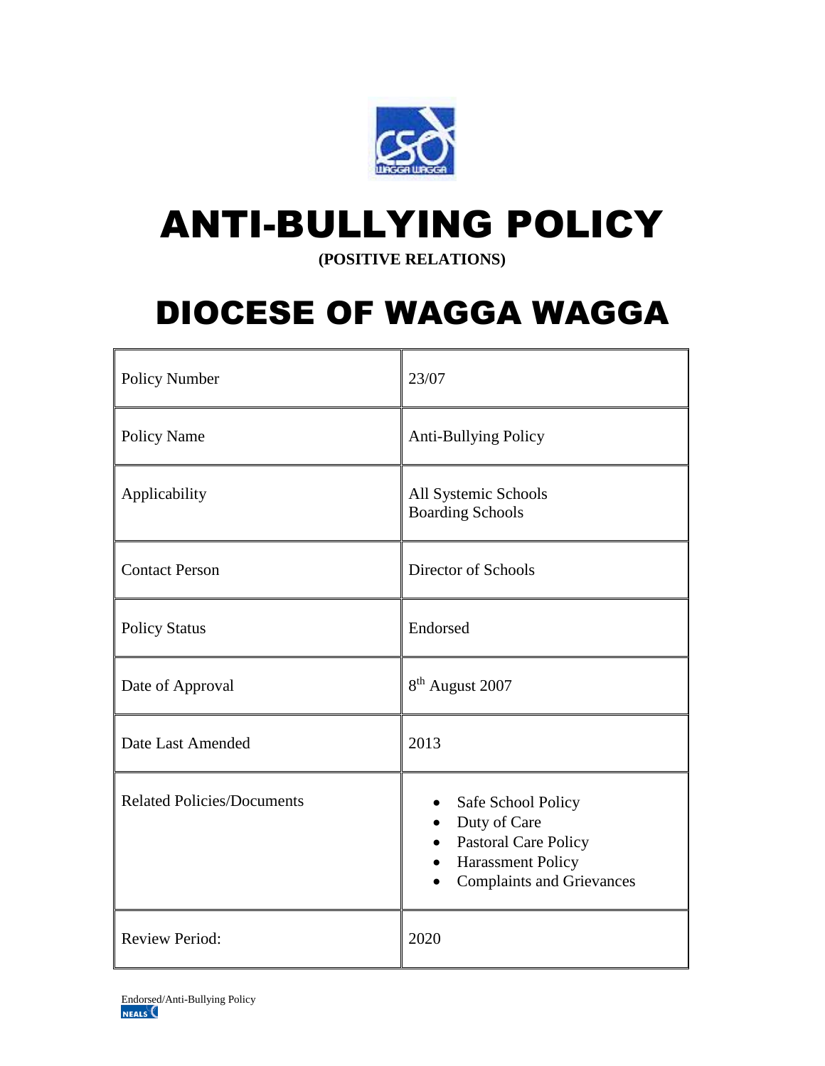# ANTI-BULLYING POLICY

**(POSITIVE RELATIONS)**

# DIOCESE OF WAGGA WAGGA

| | |
|---|---|
| Policy Number | 23/07 |
| Policy Name | Anti-Bullying Policy |
| Applicability | All Systemic Schools<br>Boarding Schools |
| Contact Person | Director of Schools |
| Policy Status | Endorsed |
| Date of Approval | 8th August 2007 |
| Date Last Amended | 2013 |
| Related Policies/Documents | • Safe School Policy<br>• Duty of Care<br>• Pastoral Care Policy<br>• Harassment Policy<br>• Complaints and Grievances |
| Review Period: | 2020 |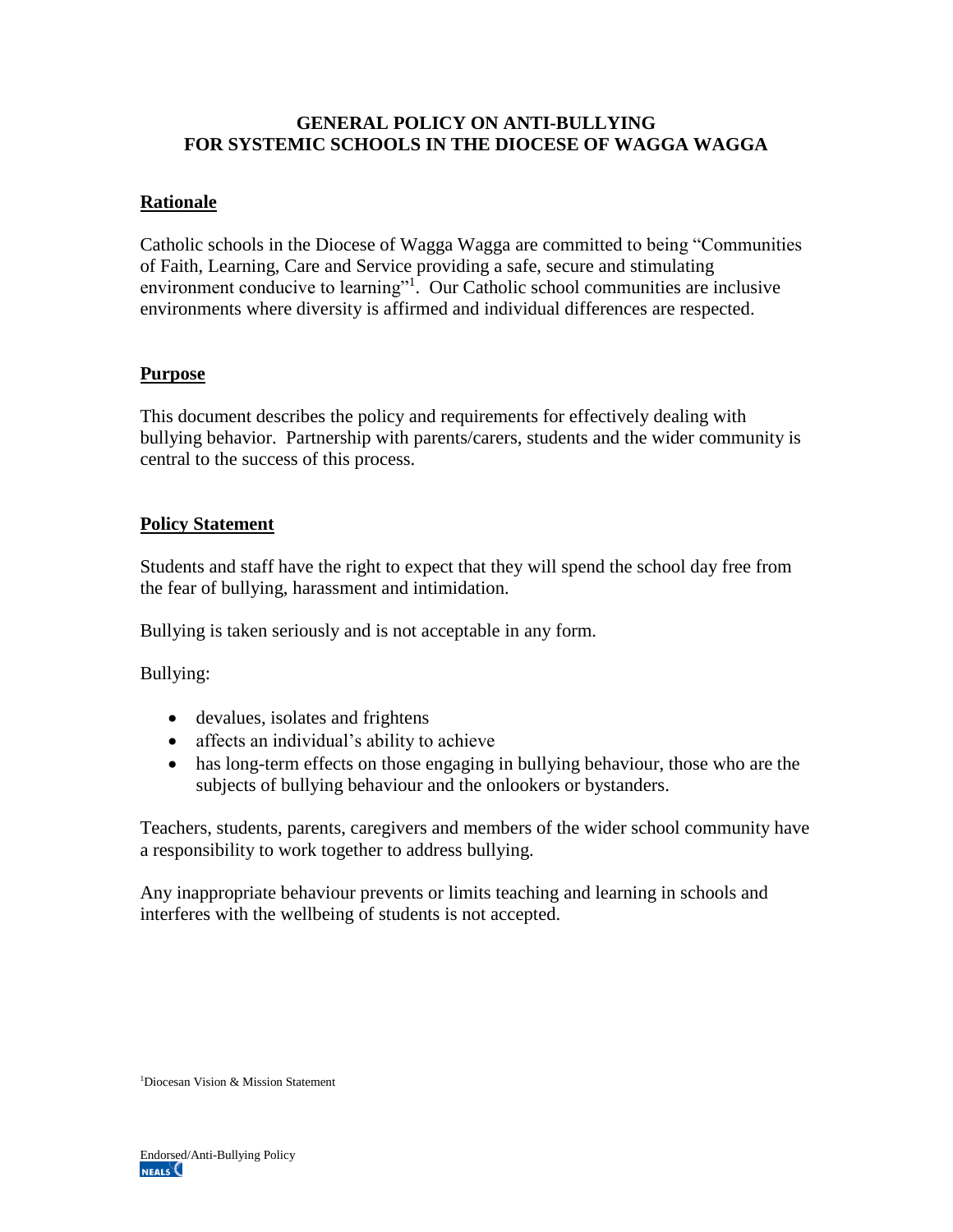# GENERAL POLICY ON ANTI-BULLYING FOR SYSTEMIC SCHOOLS IN THE DIOCESE OF WAGGA WAGGA

## Rationale

Catholic schools in the Diocese of Wagga Wagga are committed to being "Communities of Faith, Learning, Care and Service providing a safe, secure and stimulating environment conducive to learning"[1]. Our Catholic school communities are inclusive environments where diversity is affirmed and individual differences are respected.

## Purpose

This document describes the policy and requirements for effectively dealing with bullying behavior. Partnership with parents/carers, students and the wider community is central to the success of this process.

## Policy Statement

Students and staff have the right to expect that they will spend the school day free from the fear of bullying, harassment and intimidation.

Bullying is taken seriously and is not acceptable in any form.

Bullying:

- devalues, isolates and frightens
- affects an individual's ability to achieve
- has long-term effects on those engaging in bullying behaviour, those who are the subjects of bullying behaviour and the onlookers or bystanders.

Teachers, students, parents, caregivers and members of the wider school community have a responsibility to work together to address bullying.

Any inappropriate behaviour prevents or limits teaching and learning in schools and interferes with the wellbeing of students is not accepted.

[1] Diocesan Vision & Mission Statement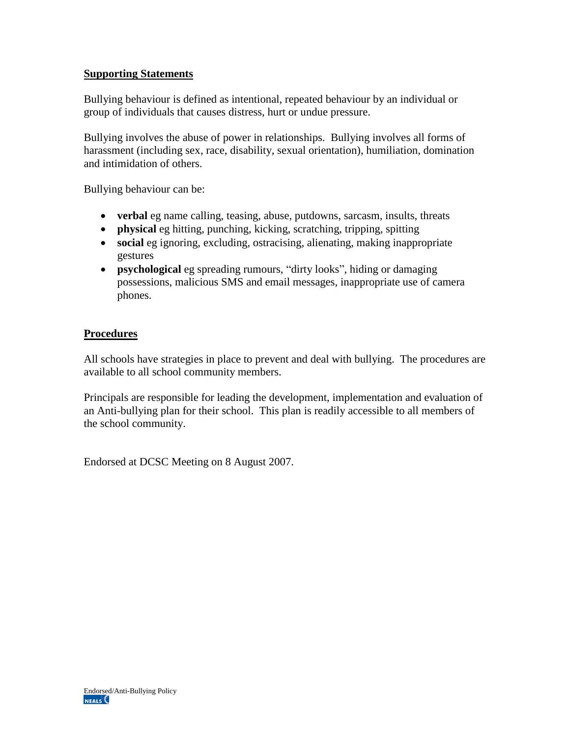**Supporting Statements**

Bullying behaviour is defined as intentional, repeated behaviour by an individual or group of individuals that causes distress, hurt or undue pressure.

Bullying involves the abuse of power in relationships. Bullying involves all forms of harassment (including sex, race, disability, sexual orientation), humiliation, domination and intimidation of others.

Bullying behaviour can be:

- **verbal** eg name calling, teasing, abuse, putdowns, sarcasm, insults, threats
- **physical** eg hitting, punching, kicking, scratching, tripping, spitting
- **social** eg ignoring, excluding, ostracising, alienating, making inappropriate gestures
- **psychological** eg spreading rumours, "dirty looks", hiding or damaging possessions, malicious SMS and email messages, inappropriate use of camera phones.

**Procedures**

All schools have strategies in place to prevent and deal with bullying. The procedures are available to all school community members.

Principals are responsible for leading the development, implementation and evaluation of an Anti-bullying plan for their school. This plan is readily accessible to all members of the school community.

Endorsed at DCSC Meeting on 8 August 2007.